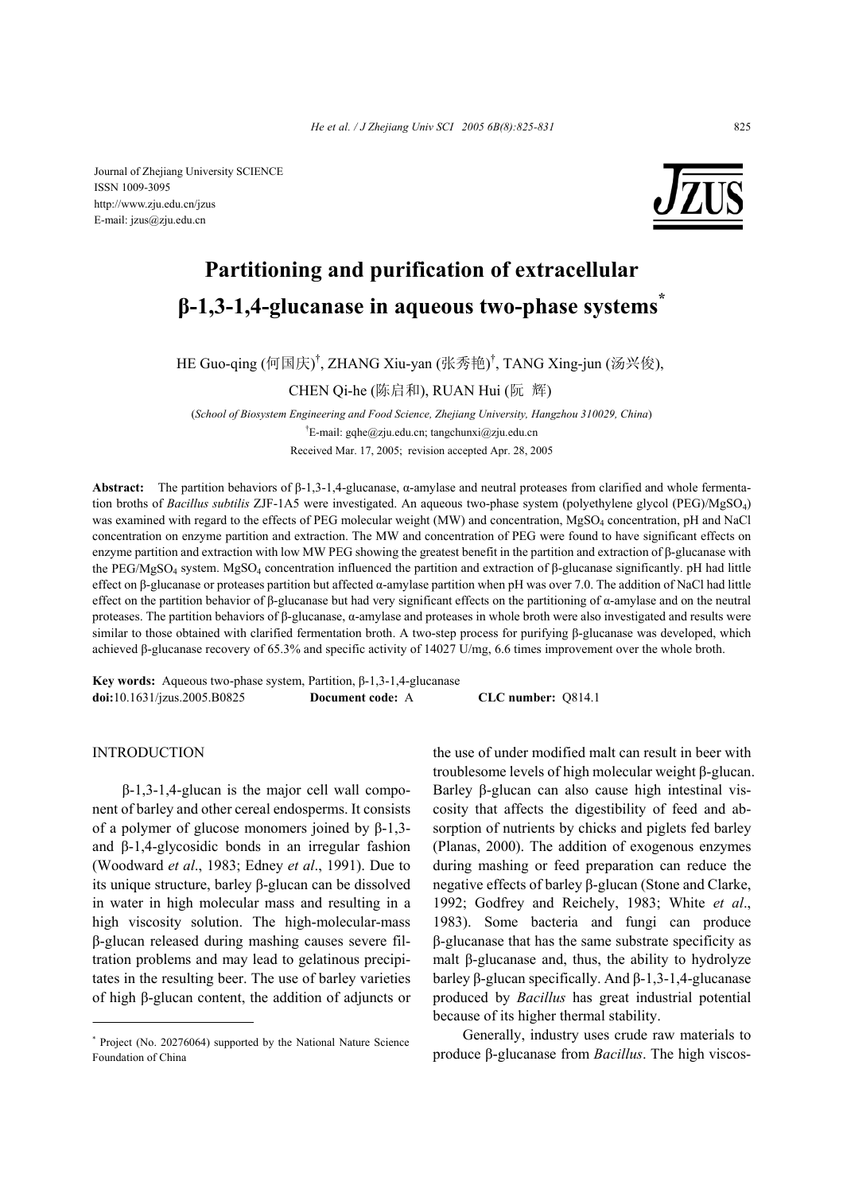Journal of Zhejiang University SCIENCE
ISSN 1009-3095
http://www.zju.edu.cn/jzus
E-mail: jzus@zju.edu.cn

# Partitioning and purification of extracellular β-1,3-1,4-glucanase in aqueous two-phase systems*

HE Guo-qing (何国庆)[†], ZHANG Xiu-yan (张秀艳)[†], TANG Xing-jun (汤兴俊), CHEN Qi-he (陈启和), RUAN Hui (阮 辉)

(*School of Biosystem Engineering and Food Science, Zhejiang University, Hangzhou 310029, China*)

[†]E-mail: gqhe@zju.edu.cn; tangchunxi@zju.edu.cn

Received Mar. 17, 2005; revision accepted Apr. 28, 2005

**Abstract:** The partition behaviors of β-1,3-1,4-glucanase, α-amylase and neutral proteases from clarified and whole fermentation broths of *Bacillus subtilis* ZJF-1A5 were investigated. An aqueous two-phase system (polyethylene glycol (PEG)/$MgSO_4$) was examined with regard to the effects of PEG molecular weight (MW) and concentration, $MgSO_4$ concentration, pH and NaCl concentration on enzyme partition and extraction. The MW and concentration of PEG were found to have significant effects on enzyme partition and extraction with low MW PEG showing the greatest benefit in the partition and extraction of β-glucanase with the PEG/$MgSO_4$ system. $MgSO_4$ concentration influenced the partition and extraction of β-glucanase significantly. pH had little effect on β-glucanase or proteases partition but affected α-amylase partition when pH was over 7.0. The addition of NaCl had little effect on the partition behavior of β-glucanase but had very significant effects on the partitioning of α-amylase and on the neutral proteases. The partition behaviors of β-glucanase, α-amylase and proteases in whole broth were also investigated and results were similar to those obtained with clarified fermentation broth. A two-step process for purifying β-glucanase was developed, which achieved β-glucanase recovery of 65.3% and specific activity of 14027 U/mg, 6.6 times improvement over the whole broth.

**Key words:** Aqueous two-phase system, Partition, β-1,3-1,4-glucanase
**doi:**10.1631/jzus.2005.B0825 **Document code:** A **CLC number:** Q814.1

## INTRODUCTION

β-1,3-1,4-glucan is the major cell wall component of barley and other cereal endosperms. It consists of a polymer of glucose monomers joined by β-1,3- and β-1,4-glycosidic bonds in an irregular fashion (Woodward *et al*., 1983; Edney *et al*., 1991). Due to its unique structure, barley β-glucan can be dissolved in water in high molecular mass and resulting in a high viscosity solution. The high-molecular-mass β-glucan released during mashing causes severe filtration problems and may lead to gelatinous precipitates in the resulting beer. The use of barley varieties of high β-glucan content, the addition of adjuncts or the use of under modified malt can result in beer with troublesome levels of high molecular weight β-glucan. Barley β-glucan can also cause high intestinal viscosity that affects the digestibility of feed and absorption of nutrients by chicks and piglets fed barley (Planas, 2000). The addition of exogenous enzymes during mashing or feed preparation can reduce the negative effects of barley β-glucan (Stone and Clarke, 1992; Godfrey and Reichely, 1983; White *et al*., 1983). Some bacteria and fungi can produce β-glucanase that has the same substrate specificity as malt β-glucanase and, thus, the ability to hydrolyze barley β-glucan specifically. And β-1,3-1,4-glucanase produced by *Bacillus* has great industrial potential because of its higher thermal stability.

Generally, industry uses crude raw materials to produce β-glucanase from *Bacillus*. The high viscos-

* Project (No. 20276064) supported by the National Nature Science Foundation of China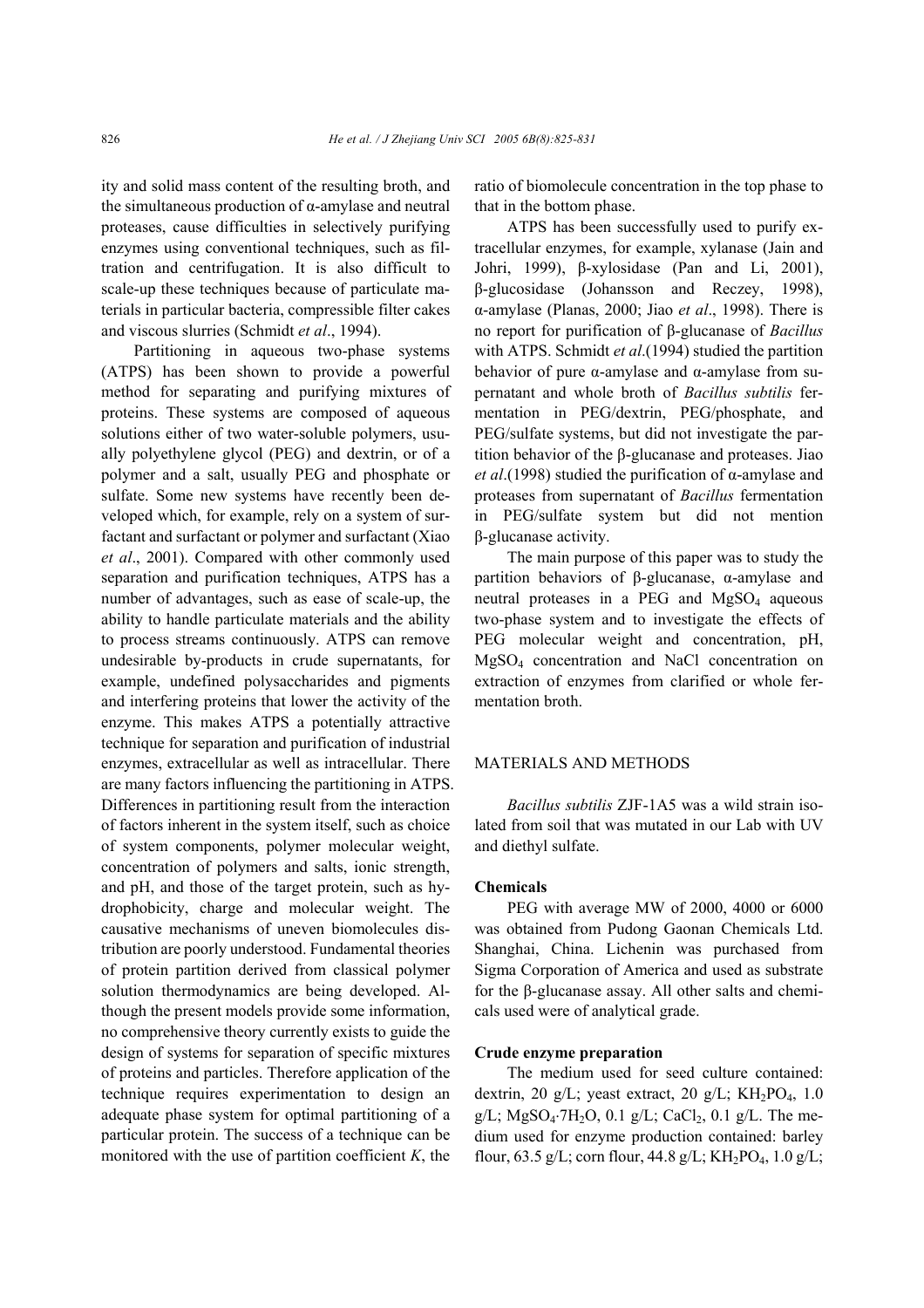ity and solid mass content of the resulting broth, and the simultaneous production of α-amylase and neutral proteases, cause difficulties in selectively purifying enzymes using conventional techniques, such as filtration and centrifugation. It is also difficult to scale-up these techniques because of particulate materials in particular bacteria, compressible filter cakes and viscous slurries (Schmidt *et al*., 1994).

Partitioning in aqueous two-phase systems (ATPS) has been shown to provide a powerful method for separating and purifying mixtures of proteins. These systems are composed of aqueous solutions either of two water-soluble polymers, usually polyethylene glycol (PEG) and dextrin, or of a polymer and a salt, usually PEG and phosphate or sulfate. Some new systems have recently been developed which, for example, rely on a system of surfactant and surfactant or polymer and surfactant (Xiao *et al*., 2001). Compared with other commonly used separation and purification techniques, ATPS has a number of advantages, such as ease of scale-up, the ability to handle particulate materials and the ability to process streams continuously. ATPS can remove undesirable by-products in crude supernatants, for example, undefined polysaccharides and pigments and interfering proteins that lower the activity of the enzyme. This makes ATPS a potentially attractive technique for separation and purification of industrial enzymes, extracellular as well as intracellular. There are many factors influencing the partitioning in ATPS. Differences in partitioning result from the interaction of factors inherent in the system itself, such as choice of system components, polymer molecular weight, concentration of polymers and salts, ionic strength, and pH, and those of the target protein, such as hydrophobicity, charge and molecular weight. The causative mechanisms of uneven biomolecules distribution are poorly understood. Fundamental theories of protein partition derived from classical polymer solution thermodynamics are being developed. Although the present models provide some information, no comprehensive theory currently exists to guide the design of systems for separation of specific mixtures of proteins and particles. Therefore application of the technique requires experimentation to design an adequate phase system for optimal partitioning of a particular protein. The success of a technique can be monitored with the use of partition coefficient $K$, the ratio of biomolecule concentration in the top phase to that in the bottom phase.

ATPS has been successfully used to purify extracellular enzymes, for example, xylanase (Jain and Johri, 1999), β-xylosidase (Pan and Li, 2001), β-glucosidase (Johansson and Reczey, 1998), α-amylase (Planas, 2000; Jiao *et al*., 1998). There is no report for purification of β-glucanase of *Bacillus* with ATPS. Schmidt *et al*.(1994) studied the partition behavior of pure α-amylase and α-amylase from supernatant and whole broth of *Bacillus subtilis* fermentation in PEG/dextrin, PEG/phosphate, and PEG/sulfate systems, but did not investigate the partition behavior of the β-glucanase and proteases. Jiao *et al*.(1998) studied the purification of α-amylase and proteases from supernatant of *Bacillus* fermentation in PEG/sulfate system but did not mention β-glucanase activity.

The main purpose of this paper was to study the partition behaviors of β-glucanase, α-amylase and neutral proteases in a PEG and $MgSO_4$ aqueous two-phase system and to investigate the effects of PEG molecular weight and concentration, pH, $MgSO_4$ concentration and NaCl concentration on extraction of enzymes from clarified or whole fermentation broth.

## MATERIALS AND METHODS

*Bacillus subtilis* ZJF-1A5 was a wild strain isolated from soil that was mutated in our Lab with UV and diethyl sulfate.

### Chemicals

PEG with average MW of 2000, 4000 or 6000 was obtained from Pudong Gaonan Chemicals Ltd. Shanghai, China. Lichenin was purchased from Sigma Corporation of America and used as substrate for the β-glucanase assay. All other salts and chemicals used were of analytical grade.

### Crude enzyme preparation

The medium used for seed culture contained: dextrin, 20 g/L; yeast extract, 20 g/L; $KH_2PO_4$, 1.0 g/L; $MgSO_4·7H_2O$, 0.1 g/L; $CaCl_2$, 0.1 g/L. The medium used for enzyme production contained: barley flour, 63.5 g/L; corn flour, 44.8 g/L; $KH_2PO_4$, 1.0 g/L;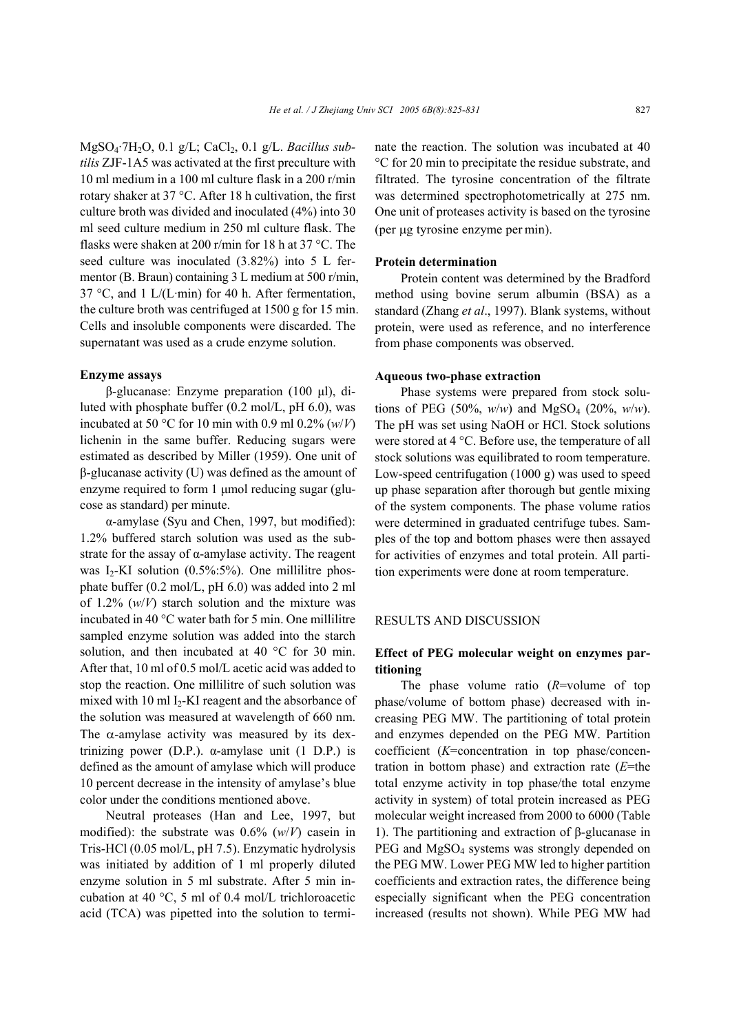$MgSO_4·7H_2O$, 0.1 g/L; $CaCl_2$, 0.1 g/L. *Bacillus subtilis* ZJF-1A5 was activated at the first preculture with 10 ml medium in a 100 ml culture flask in a 200 r/min rotary shaker at 37 °C. After 18 h cultivation, the first culture broth was divided and inoculated (4%) into 30 ml seed culture medium in 250 ml culture flask. The flasks were shaken at 200 r/min for 18 h at 37 °C. The seed culture was inoculated (3.82%) into 5 L fermentor (B. Braun) containing 3 L medium at 500 r/min, 37 °C, and 1 L/(L·min) for 40 h. After fermentation, the culture broth was centrifuged at 1500 g for 15 min. Cells and insoluble components were discarded. The supernatant was used as a crude enzyme solution.

### Enzyme assays

β-glucanase: Enzyme preparation (100 μl), diluted with phosphate buffer (0.2 mol/L, pH 6.0), was incubated at 50 °C for 10 min with 0.9 ml 0.2% (*w*/*V*) lichenin in the same buffer. Reducing sugars were estimated as described by Miller (1959). One unit of β-glucanase activity (U) was defined as the amount of enzyme required to form 1 μmol reducing sugar (glucose as standard) per minute.

α-amylase (Syu and Chen, 1997, but modified): 1.2% buffered starch solution was used as the substrate for the assay of α-amylase activity. The reagent was $I_2$-KI solution (0.5%:5%). One millilitre phosphate buffer (0.2 mol/L, pH 6.0) was added into 2 ml of 1.2% (*w*/*V*) starch solution and the mixture was incubated in 40 °C water bath for 5 min. One millilitre sampled enzyme solution was added into the starch solution, and then incubated at 40 °C for 30 min. After that, 10 ml of 0.5 mol/L acetic acid was added to stop the reaction. One millilitre of such solution was mixed with 10 ml $I_2$-KI reagent and the absorbance of the solution was measured at wavelength of 660 nm. The α-amylase activity was measured by its dextrinizing power (D.P.). α-amylase unit (1 D.P.) is defined as the amount of amylase which will produce 10 percent decrease in the intensity of amylase's blue color under the conditions mentioned above.

Neutral proteases (Han and Lee, 1997, but modified): the substrate was 0.6% (*w*/*V*) casein in Tris-HCl (0.05 mol/L, pH 7.5). Enzymatic hydrolysis was initiated by addition of 1 ml properly diluted enzyme solution in 5 ml substrate. After 5 min incubation at 40 °C, 5 ml of 0.4 mol/L trichloroacetic acid (TCA) was pipetted into the solution to terminate the reaction. The solution was incubated at 40 °C for 20 min to precipitate the residue substrate, and filtrated. The tyrosine concentration of the filtrate was determined spectrophotometrically at 275 nm. One unit of proteases activity is based on the tyrosine (per μg tyrosine enzyme per min).

### Protein determination

Protein content was determined by the Bradford method using bovine serum albumin (BSA) as a standard (Zhang *et al*., 1997). Blank systems, without protein, were used as reference, and no interference from phase components was observed.

### Aqueous two-phase extraction

Phase systems were prepared from stock solutions of PEG (50%, *w*/*w*) and $MgSO_4$ (20%, *w*/*w*). The pH was set using NaOH or HCl. Stock solutions were stored at 4 °C. Before use, the temperature of all stock solutions was equilibrated to room temperature. Low-speed centrifugation (1000 g) was used to speed up phase separation after thorough but gentle mixing of the system components. The phase volume ratios were determined in graduated centrifuge tubes. Samples of the top and bottom phases were then assayed for activities of enzymes and total protein. All partition experiments were done at room temperature.

## RESULTS AND DISCUSSION

### Effect of PEG molecular weight on enzymes partitioning

The phase volume ratio ($R$=volume of top phase/volume of bottom phase) decreased with increasing PEG MW. The partitioning of total protein and enzymes depended on the PEG MW. Partition coefficient ($K$=concentration in top phase/concentration in bottom phase) and extraction rate ($E$=the total enzyme activity in top phase/the total enzyme activity in system) of total protein increased as PEG molecular weight increased from 2000 to 6000 (Table 1). The partitioning and extraction of β-glucanase in PEG and $MgSO_4$ systems was strongly depended on the PEG MW. Lower PEG MW led to higher partition coefficients and extraction rates, the difference being especially significant when the PEG concentration increased (results not shown). While PEG MW had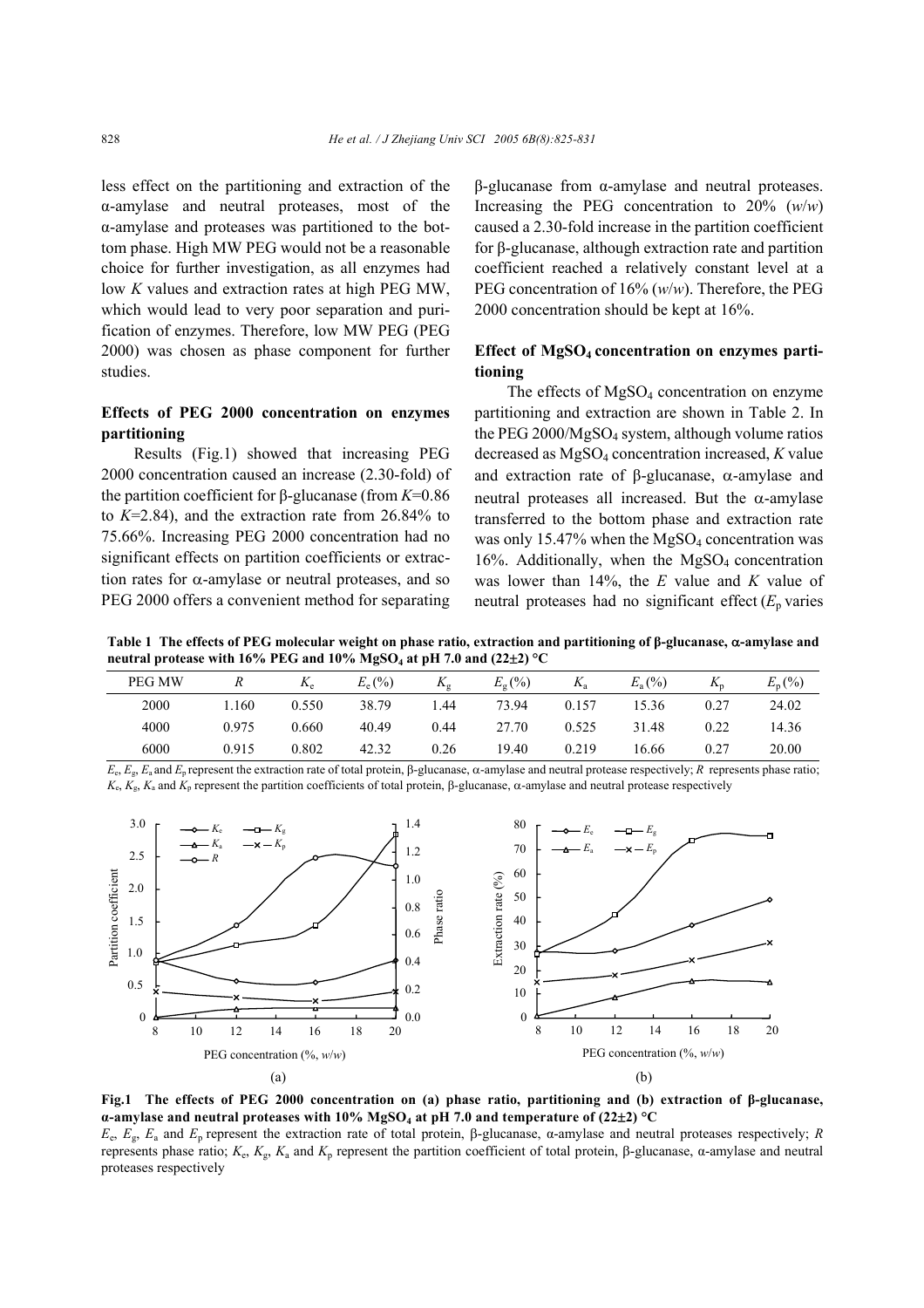less effect on the partitioning and extraction of the α-amylase and neutral proteases, most of the α-amylase and proteases was partitioned to the bottom phase. High MW PEG would not be a reasonable choice for further investigation, as all enzymes had low $K$ values and extraction rates at high PEG MW, which would lead to very poor separation and purification of enzymes. Therefore, low MW PEG (PEG 2000) was chosen as phase component for further studies.

### Effects of PEG 2000 concentration on enzymes partitioning

Results (Fig.1) showed that increasing PEG 2000 concentration caused an increase (2.30-fold) of the partition coefficient for β-glucanase (from $K$=0.86 to $K$=2.84), and the extraction rate from 26.84% to 75.66%. Increasing PEG 2000 concentration had no significant effects on partition coefficients or extraction rates for α-amylase or neutral proteases, and so PEG 2000 offers a convenient method for separating β-glucanase from α-amylase and neutral proteases. Increasing the PEG concentration to 20% ($w/w$) caused a 2.30-fold increase in the partition coefficient for β-glucanase, although extraction rate and partition coefficient reached a relatively constant level at a PEG concentration of 16% ($w/w$). Therefore, the PEG 2000 concentration should be kept at 16%.

### Effect of $MgSO_4$ concentration on enzymes partitioning

The effects of $MgSO_4$ concentration on enzyme partitioning and extraction are shown in Table 2. In the PEG 2000/$MgSO_4$ system, although volume ratios decreased as $MgSO_4$ concentration increased, $K$ value and extraction rate of β-glucanase, α-amylase and neutral proteases all increased. But the α-amylase transferred to the bottom phase and extraction rate was only 15.47% when the $MgSO_4$ concentration was 16%. Additionally, when the $MgSO_4$ concentration was lower than 14%, the $E$ value and $K$ value of neutral proteases had no significant effect ($E_p$ varies

**Table 1 The effects of PEG molecular weight on phase ratio, extraction and partitioning of β-glucanase, α-amylase and neutral protease with 16% PEG and 10% $MgSO_4$ at pH 7.0 and (22±2) °C**

| PEG MW | $R$ | $K_e$ | $E_e$ (%) | $K_g$ | $E_g$ (%) | $K_a$ | $E_a$ (%) | $K_p$ | $E_p$ (%) |
|---|---|---|---|---|---|---|---|---|---|
| 2000 | 1.160 | 0.550 | 38.79 | 1.44 | 73.94 | 0.157 | 15.36 | 0.27 | 24.02 |
| 4000 | 0.975 | 0.660 | 40.49 | 0.44 | 27.70 | 0.525 | 31.48 | 0.22 | 14.36 |
| 6000 | 0.915 | 0.802 | 42.32 | 0.26 | 19.40 | 0.219 | 16.66 | 0.27 | 20.00 |

$E_e$, $E_g$, $E_a$ and $E_p$ represent the extraction rate of total protein, β-glucanase, α-amylase and neutral protease respectively; $R$ represents phase ratio; $K_e$, $K_g$, $K_a$ and $K_p$ represent the partition coefficients of total protein, β-glucanase, α-amylase and neutral protease respectively

(a)

Partition coefficient: 0, 0.5, 1.0, 1.5, 2.0, 2.5, 3.0

Phase ratio: 0.0, 0.2, 0.4, 0.6, 0.8, 1.0, 1.2, 1.4

$K_e$, $K_g$, $K_a$, $K_p$, $R$

PEG concentration (%, $w/w$): 8, 10, 12, 14, 16, 18, 20

(b)

Extraction rate (%): 0, 10, 20, 30, 40, 50, 60, 70, 80

$E_e$, $E_g$, $E_a$, $E_p$

PEG concentration (%, $w/w$): 8, 10, 12, 14, 16, 18, 20

**Fig.1 The effects of PEG 2000 concentration on (a) phase ratio, partitioning and (b) extraction of β-glucanase, α-amylase and neutral proteases with 10% $MgSO_4$ at pH 7.0 and temperature of (22±2) °C**

$E_e$, $E_g$, $E_a$ and $E_p$ represent the extraction rate of total protein, β-glucanase, α-amylase and neutral proteases respectively; $R$ represents phase ratio; $K_e$, $K_g$, $K_a$ and $K_p$ represent the partition coefficient of total protein, β-glucanase, α-amylase and neutral proteases respectively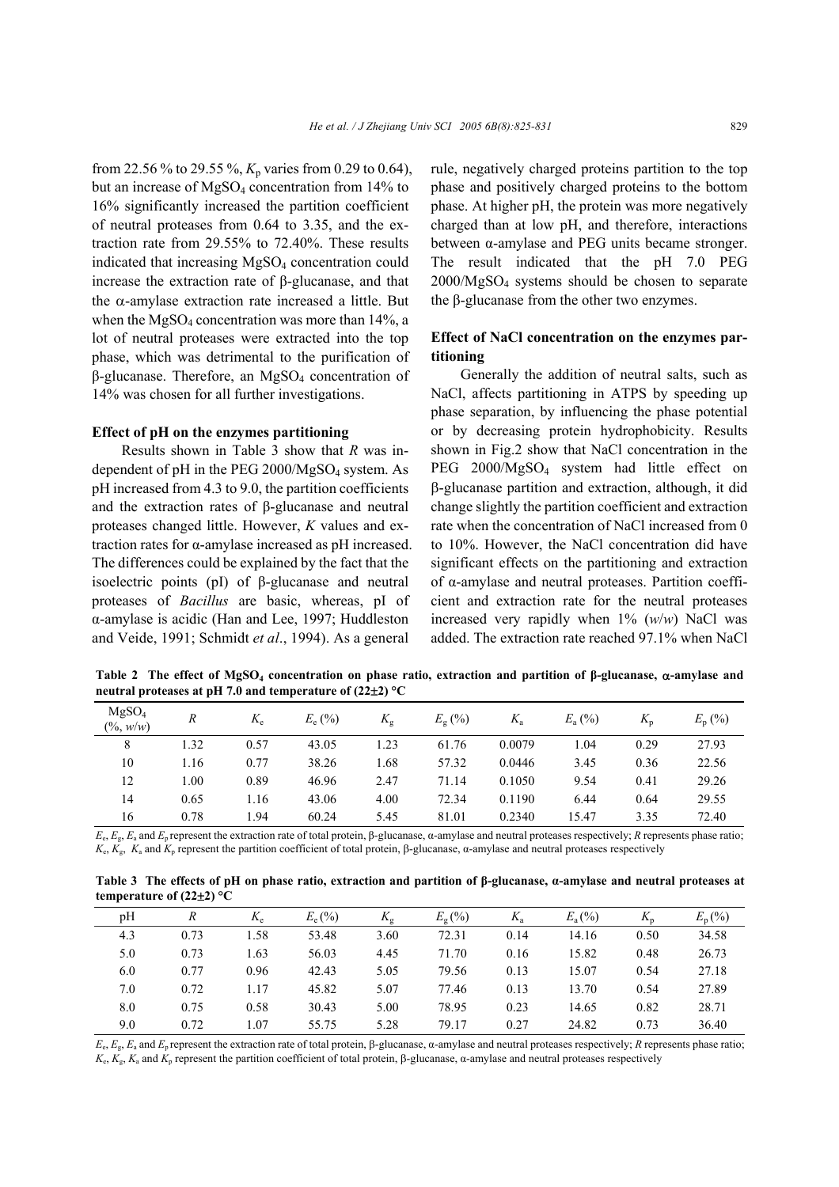from 22.56 % to 29.55 %, $K_p$ varies from 0.29 to 0.64), but an increase of $MgSO_4$ concentration from 14% to 16% significantly increased the partition coefficient of neutral proteases from 0.64 to 3.35, and the extraction rate from 29.55% to 72.40%. These results indicated that increasing $MgSO_4$ concentration could increase the extraction rate of β-glucanase, and that the α-amylase extraction rate increased a little. But when the $MgSO_4$ concentration was more than 14%, a lot of neutral proteases were extracted into the top phase, which was detrimental to the purification of β-glucanase. Therefore, an $MgSO_4$ concentration of 14% was chosen for all further investigations.

### Effect of pH on the enzymes partitioning

Results shown in Table 3 show that $R$ was independent of pH in the PEG 2000/$MgSO_4$ system. As pH increased from 4.3 to 9.0, the partition coefficients and the extraction rates of β-glucanase and neutral proteases changed little. However, $K$ values and extraction rates for α-amylase increased as pH increased. The differences could be explained by the fact that the isoelectric points (pI) of β-glucanase and neutral proteases of *Bacillus* are basic, whereas, pI of α-amylase is acidic (Han and Lee, 1997; Huddleston and Veide, 1991; Schmidt *et al*., 1994). As a general rule, negatively charged proteins partition to the top phase and positively charged proteins to the bottom phase. At higher pH, the protein was more negatively charged than at low pH, and therefore, interactions between α-amylase and PEG units became stronger. The result indicated that the pH 7.0 PEG 2000/$MgSO_4$ systems should be chosen to separate the β-glucanase from the other two enzymes.

### Effect of NaCl concentration on the enzymes partitioning

Generally the addition of neutral salts, such as NaCl, affects partitioning in ATPS by speeding up phase separation, by influencing the phase potential or by decreasing protein hydrophobicity. Results shown in Fig.2 show that NaCl concentration in the PEG 2000/$MgSO_4$ system had little effect on β-glucanase partition and extraction, although, it did change slightly the partition coefficient and extraction rate when the concentration of NaCl increased from 0 to 10%. However, the NaCl concentration did have significant effects on the partitioning and extraction of α-amylase and neutral proteases. Partition coefficient and extraction rate for the neutral proteases increased very rapidly when 1% (*w*/*w*) NaCl was added. The extraction rate reached 97.1% when NaCl

**Table 2 The effect of $MgSO_4$ concentration on phase ratio, extraction and partition of β-glucanase, α-amylase and neutral proteases at pH 7.0 and temperature of (22±2) °C**

| $MgSO_4$ (%, *w*/*w*) | $R$ | $K_e$ | $E_e$ (%) | $K_g$ | $E_g$ (%) | $K_a$ | $E_a$ (%) | $K_p$ | $E_p$ (%) |
|---|---|---|---|---|---|---|---|---|---|
| 8 | 1.32 | 0.57 | 43.05 | 1.23 | 61.76 | 0.0079 | 1.04 | 0.29 | 27.93 |
| 10 | 1.16 | 0.77 | 38.26 | 1.68 | 57.32 | 0.0446 | 3.45 | 0.36 | 22.56 |
| 12 | 1.00 | 0.89 | 46.96 | 2.47 | 71.14 | 0.1050 | 9.54 | 0.41 | 29.26 |
| 14 | 0.65 | 1.16 | 43.06 | 4.00 | 72.34 | 0.1190 | 6.44 | 0.64 | 29.55 |
| 16 | 0.78 | 1.94 | 60.24 | 5.45 | 81.01 | 0.2340 | 15.47 | 3.35 | 72.40 |

$E_e$, $E_g$, $E_a$ and $E_p$ represent the extraction rate of total protein, β-glucanase, α-amylase and neutral proteases respectively; $R$ represents phase ratio; $K_e$, $K_g$, $K_a$ and $K_p$ represent the partition coefficient of total protein, β-glucanase, α-amylase and neutral proteases respectively

**Table 3 The effects of pH on phase ratio, extraction and partition of β-glucanase, α-amylase and neutral proteases at temperature of (22±2) °C**

| pH | $R$ | $K_e$ | $E_e$ (%) | $K_g$ | $E_g$ (%) | $K_a$ | $E_a$ (%) | $K_p$ | $E_p$ (%) |
|---|---|---|---|---|---|---|---|---|---|
| 4.3 | 0.73 | 1.58 | 53.48 | 3.60 | 72.31 | 0.14 | 14.16 | 0.50 | 34.58 |
| 5.0 | 0.73 | 1.63 | 56.03 | 4.45 | 71.70 | 0.16 | 15.82 | 0.48 | 26.73 |
| 6.0 | 0.77 | 0.96 | 42.43 | 5.05 | 79.56 | 0.13 | 15.07 | 0.54 | 27.18 |
| 7.0 | 0.72 | 1.17 | 45.82 | 5.07 | 77.46 | 0.13 | 13.70 | 0.54 | 27.89 |
| 8.0 | 0.75 | 0.58 | 30.43 | 5.00 | 78.95 | 0.23 | 14.65 | 0.82 | 28.71 |
| 9.0 | 0.72 | 1.07 | 55.75 | 5.28 | 79.17 | 0.27 | 24.82 | 0.73 | 36.40 |

$E_e$, $E_g$, $E_a$ and $E_p$ represent the extraction rate of total protein, β-glucanase, α-amylase and neutral proteases respectively; $R$ represents phase ratio; $K_e$, $K_g$, $K_a$ and $K_p$ represent the partition coefficient of total protein, β-glucanase, α-amylase and neutral proteases respectively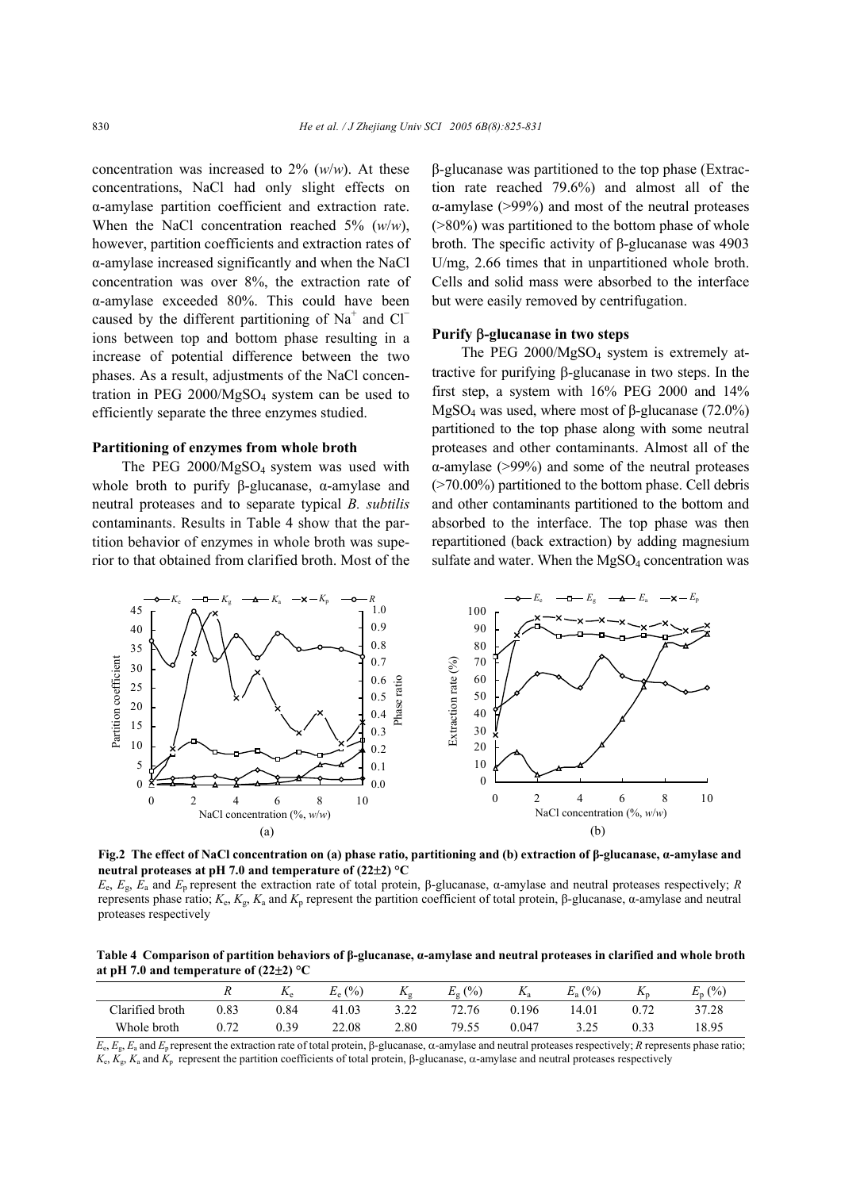concentration was increased to 2% (*w*/*w*). At these concentrations, NaCl had only slight effects on α-amylase partition coefficient and extraction rate. When the NaCl concentration reached 5% (*w*/*w*), however, partition coefficients and extraction rates of α-amylase increased significantly and when the NaCl concentration was over 8%, the extraction rate of α-amylase exceeded 80%. This could have been caused by the different partitioning of $Na^+$ and $Cl^-$ ions between top and bottom phase resulting in a increase of potential difference between the two phases. As a result, adjustments of the NaCl concentration in PEG 2000/$MgSO_4$ system can be used to efficiently separate the three enzymes studied.

**Partitioning of enzymes from whole broth**

The PEG 2000/$MgSO_4$ system was used with whole broth to purify β-glucanase, α-amylase and neutral proteases and to separate typical *B. subtilis* contaminants. Results in Table 4 show that the partition behavior of enzymes in whole broth was superior to that obtained from clarified broth. Most of the β-glucanase was partitioned to the top phase (Extraction rate reached 79.6%) and almost all of the α-amylase (>99%) and most of the neutral proteases (>80%) was partitioned to the bottom phase of whole broth. The specific activity of β-glucanase was 4903 U/mg, 2.66 times that in unpartitioned whole broth. Cells and solid mass were absorbed to the interface but were easily removed by centrifugation.

**Purify β-glucanase in two steps**

The PEG 2000/$MgSO_4$ system is extremely attractive for purifying β-glucanase in two steps. In the first step, a system with 16% PEG 2000 and 14% $MgSO_4$ was used, where most of β-glucanase (72.0%) partitioned to the top phase along with some neutral proteases and other contaminants. Almost all of the α-amylase (>99%) and some of the neutral proteases (>70.00%) partitioned to the bottom phase. Cell debris and other contaminants partitioned to the bottom and absorbed to the interface. The top phase was then repartitioned (back extraction) by adding magnesium sulfate and water. When the $MgSO_4$ concentration was

$K_e$ $K_g$ $K_a$ $K_p$ $R$

Partition coefficient

Phase ratio

NaCl concentration (%, *w*/*w*)

(a)

$E_e$ $E_g$ $E_a$ $E_p$

Extraction rate (%)

NaCl concentration (%, *w*/*w*)

(b)

**Fig.2 The effect of NaCl concentration on (a) phase ratio, partitioning and (b) extraction of β-glucanase, α-amylase and neutral proteases at pH 7.0 and temperature of (22±2) °C**

$E_e$, $E_g$, $E_a$ and $E_p$ represent the extraction rate of total protein, β-glucanase, α-amylase and neutral proteases respectively; $R$ represents phase ratio; $K_e$, $K_g$, $K_a$ and $K_p$ represent the partition coefficient of total protein, β-glucanase, α-amylase and neutral proteases respectively

**Table 4 Comparison of partition behaviors of β-glucanase, α-amylase and neutral proteases in clarified and whole broth at pH 7.0 and temperature of (22±2) °C**

| | $R$ | $K_e$ | $E_e$ (%) | $K_g$ | $E_g$ (%) | $K_a$ | $E_a$ (%) | $K_p$ | $E_p$ (%) |
|---|---|---|---|---|---|---|---|---|---|
| Clarified broth | 0.83 | 0.84 | 41.03 | 3.22 | 72.76 | 0.196 | 14.01 | 0.72 | 37.28 |
| Whole broth | 0.72 | 0.39 | 22.08 | 2.80 | 79.55 | 0.047 | 3.25 | 0.33 | 18.95 |

$E_e$, $E_g$, $E_a$ and $E_p$ represent the extraction rate of total protein, β-glucanase, α-amylase and neutral proteases respectively; $R$ represents phase ratio; $K_e$, $K_g$, $K_a$ and $K_p$ represent the partition coefficients of total protein, β-glucanase, α-amylase and neutral proteases respectively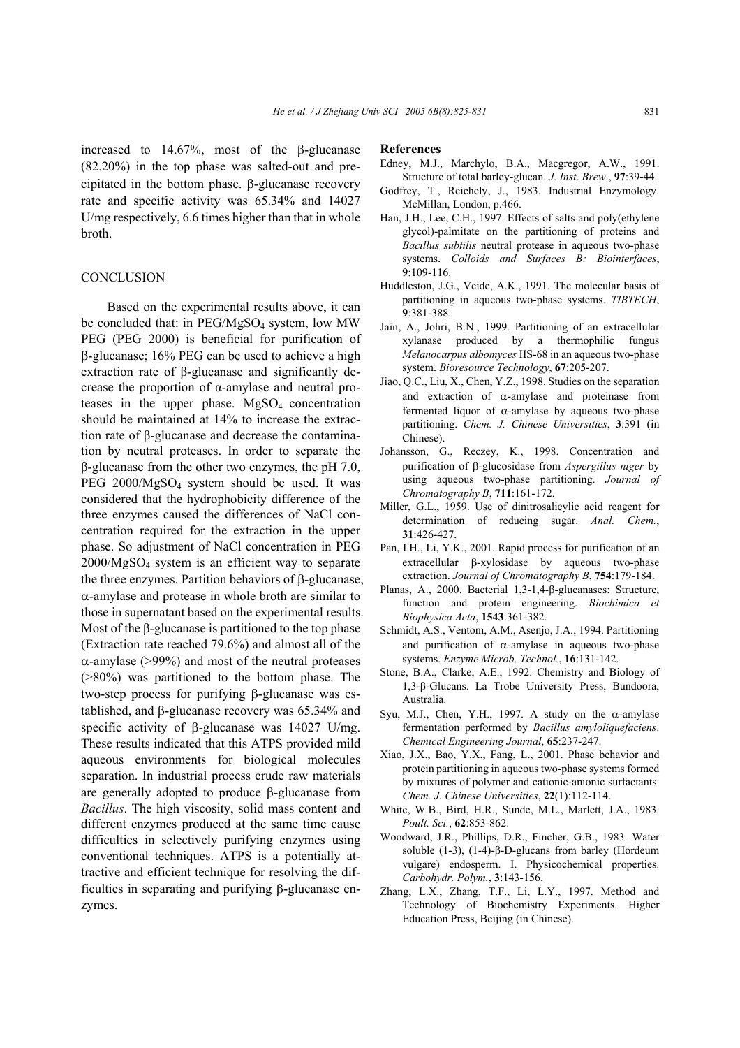increased to 14.67%, most of the β-glucanase (82.20%) in the top phase was salted-out and precipitated in the bottom phase. β-glucanase recovery rate and specific activity was 65.34% and 14027 U/mg respectively, 6.6 times higher than that in whole broth.

## CONCLUSION

Based on the experimental results above, it can be concluded that: in PEG/$MgSO_4$ system, low MW PEG (PEG 2000) is beneficial for purification of β-glucanase; 16% PEG can be used to achieve a high extraction rate of β-glucanase and significantly decrease the proportion of α-amylase and neutral proteases in the upper phase. $MgSO_4$ concentration should be maintained at 14% to increase the extraction rate of β-glucanase and decrease the contamination by neutral proteases. In order to separate the β-glucanase from the other two enzymes, the pH 7.0, PEG 2000/$MgSO_4$ system should be used. It was considered that the hydrophobicity difference of the three enzymes caused the differences of NaCl concentration required for the extraction in the upper phase. So adjustment of NaCl concentration in PEG 2000/$MgSO_4$ system is an efficient way to separate the three enzymes. Partition behaviors of β-glucanase, α-amylase and protease in whole broth are similar to those in supernatant based on the experimental results. Most of the β-glucanase is partitioned to the top phase (Extraction rate reached 79.6%) and almost all of the α-amylase (>99%) and most of the neutral proteases (>80%) was partitioned to the bottom phase. The two-step process for purifying β-glucanase was established, and β-glucanase recovery was 65.34% and specific activity of β-glucanase was 14027 U/mg. These results indicated that this ATPS provided mild aqueous environments for biological molecules separation. In industrial process crude raw materials are generally adopted to produce β-glucanase from *Bacillus*. The high viscosity, solid mass content and different enzymes produced at the same time cause difficulties in selectively purifying enzymes using conventional techniques. ATPS is a potentially attractive and efficient technique for resolving the difficulties in separating and purifying β-glucanase enzymes.

## References

Edney, M.J., Marchylo, B.A., Macgregor, A.W., 1991. Structure of total barley-glucan. *J. Inst. Brew.*, **97**:39-44.

Godfrey, T., Reichely, J., 1983. Industrial Enzymology. McMillan, London, p.466.

Han, J.H., Lee, C.H., 1997. Effects of salts and poly(ethylene glycol)-palmitate on the partitioning of proteins and *Bacillus subtilis* neutral protease in aqueous two-phase systems. *Colloids and Surfaces B: Biointerfaces*, **9**:109-116.

Huddleston, J.G., Veide, A.K., 1991. The molecular basis of partitioning in aqueous two-phase systems. *TIBTECH*, **9**:381-388.

Jain, A., Johri, B.N., 1999. Partitioning of an extracellular xylanase produced by a thermophilic fungus *Melanocarpus albomyces* IIS-68 in an aqueous two-phase system. *Bioresource Technology*, **67**:205-207.

Jiao, Q.C., Liu, X., Chen, Y.Z., 1998. Studies on the separation and extraction of α-amylase and proteinase from fermented liquor of α-amylase by aqueous two-phase partitioning. *Chem. J. Chinese Universities*, **3**:391 (in Chinese).

Johansson, G., Reczey, K., 1998. Concentration and purification of β-glucosidase from *Aspergillus niger* by using aqueous two-phase partitioning. *Journal of Chromatography B*, **711**:161-172.

Miller, G.L., 1959. Use of dinitrosalicylic acid reagent for determination of reducing sugar. *Anal. Chem.*, **31**:426-427.

Pan, I.H., Li, Y.K., 2001. Rapid process for purification of an extracellular β-xylosidase by aqueous two-phase extraction. *Journal of Chromatography B*, **754**:179-184.

Planas, A., 2000. Bacterial 1,3-1,4-β-glucanases: Structure, function and protein engineering. *Biochimica et Biophysica Acta*, **1543**:361-382.

Schmidt, A.S., Ventom, A.M., Asenjo, J.A., 1994. Partitioning and purification of α-amylase in aqueous two-phase systems. *Enzyme Microb. Technol.*, **16**:131-142.

Stone, B.A., Clarke, A.E., 1992. Chemistry and Biology of 1,3-β-Glucans. La Trobe University Press, Bundoora, Australia.

Syu, M.J., Chen, Y.H., 1997. A study on the α-amylase fermentation performed by *Bacillus amyloliquefaciens*. *Chemical Engineering Journal*, **65**:237-247.

Xiao, J.X., Bao, Y.X., Fang, L., 2001. Phase behavior and protein partitioning in aqueous two-phase systems formed by mixtures of polymer and cationic-anionic surfactants. *Chem. J. Chinese Universities*, **22**(1):112-114.

White, W.B., Bird, H.R., Sunde, M.L., Marlett, J.A., 1983. *Poult. Sci.*, **62**:853-862.

Woodward, J.R., Phillips, D.R., Fincher, G.B., 1983. Water soluble (1-3), (1-4)-β-D-glucans from barley (Hordeum vulgare) endosperm. I. Physicochemical properties. *Carbohydr. Polym.*, **3**:143-156.

Zhang, L.X., Zhang, T.F., Li, L.Y., 1997. Method and Technology of Biochemistry Experiments. Higher Education Press, Beijing (in Chinese).